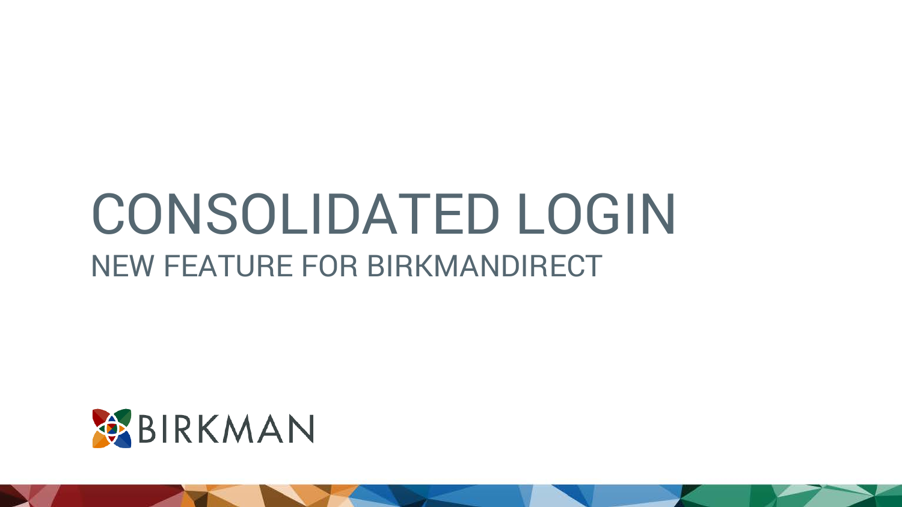# CONSOLIDATED LOGIN

## NEW FEATURE FOR BIRKMANDIRECT

BIRKMAN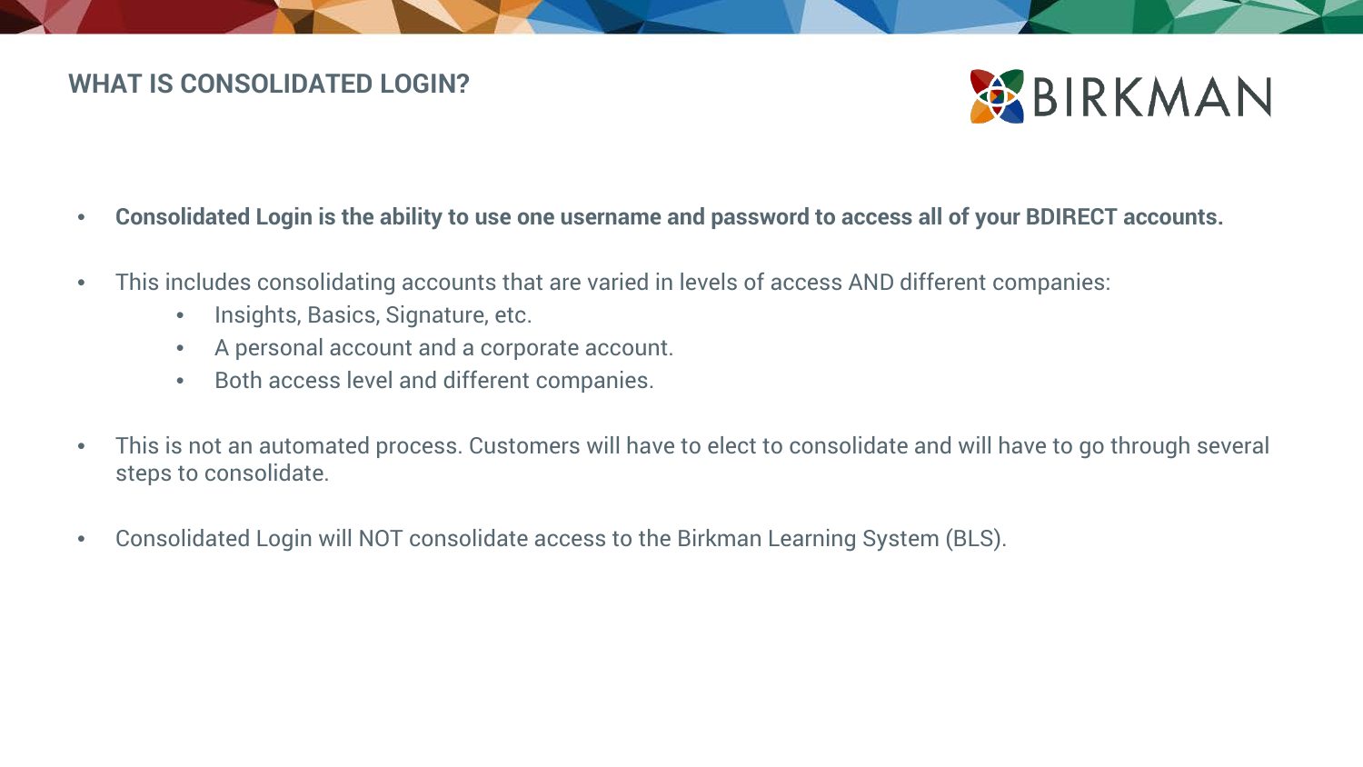## WHAT IS CONSOLIDATED LOGIN?

- **Consolidated Login is the ability to use one username and password to access all of your BDIRECT accounts.**
- This includes consolidating accounts that are varied in levels of access AND different companies:
  - Insights, Basics, Signature, etc.
  - A personal account and a corporate account.
  - Both access level and different companies.
- This is not an automated process. Customers will have to elect to consolidate and will have to go through several steps to consolidate.
- Consolidated Login will NOT consolidate access to the Birkman Learning System (BLS).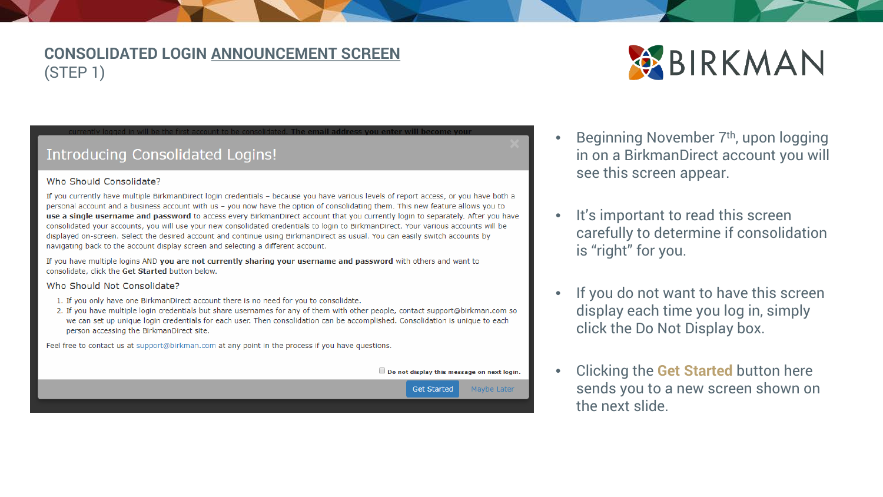# CONSOLIDATED LOGIN ANNOUNCEMENT SCREEN (STEP 1)

BIRKMAN

currently logged in will be the first account to be consolidated. **The email address you enter will become your**

## Introducing Consolidated Logins!

### Who Should Consolidate?

If you currently have multiple BirkmanDirect login credentials – because you have various levels of report access, or you have both a personal account and a business account with us – you now have the option of consolidating them. This new feature allows you to **use a single username and password** to access every BirkmanDirect account that you currently login to separately. After you have consolidated your accounts, you will use your new consolidated credentials to login to BirkmanDirect. Your various accounts will be displayed on-screen. Select the desired account and continue using BirkmanDirect as usual. You can easily switch accounts by navigating back to the account display screen and selecting a different account.

If you have multiple logins AND **you are not currently sharing your username and password** with others and want to consolidate, click the **Get Started** button below.

### Who Should Not Consolidate?

1. If you only have one BirkmanDirect account there is no need for you to consolidate.
2. If you have multiple login credentials but share usernames for any of them with other people, contact support@birkman.com so we can set up unique login credentials for each user. Then consolidation can be accomplished. Consolidation is unique to each person accessing the BirkmanDirect site.

Feel free to contact us at support@birkman.com at any point in the process if you have questions.

☐ **Do not display this message on next login.**

Get Started | Maybe Later

- Beginning November 7th, upon logging in on a BirkmanDirect account you will see this screen appear.
- It's important to read this screen carefully to determine if consolidation is "right" for you.
- If you do not want to have this screen display each time you log in, simply click the Do Not Display box.
- Clicking the **Get Started** button here sends you to a new screen shown on the next slide.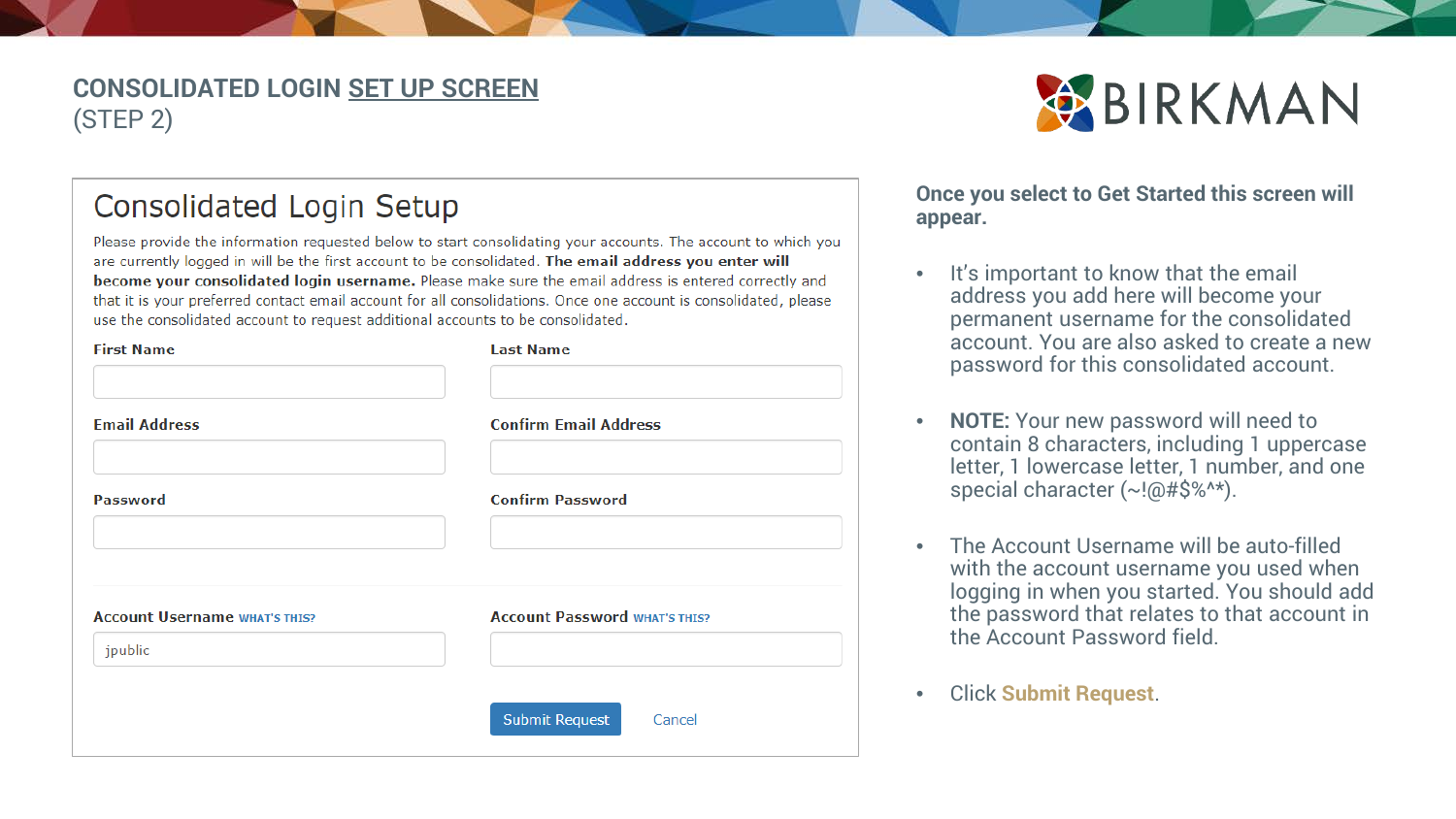## CONSOLIDATED LOGIN SET UP SCREEN
(STEP 2)

BIRKMAN

### Consolidated Login Setup

Please provide the information requested below to start consolidating your accounts. The account to which you are currently logged in will be the first account to be consolidated. **The email address you enter will become your consolidated login username.** Please make sure the email address is entered correctly and that it is your preferred contact email account for all consolidations. Once one account is consolidated, please use the consolidated account to request additional accounts to be consolidated.

**First Name**

**Last Name**

**Email Address**

**Confirm Email Address**

**Password**

**Confirm Password**

**Account Username** WHAT'S THIS?

jpublic

**Account Password** WHAT'S THIS?

Submit Request Cancel

**Once you select to Get Started this screen will appear.**

- It's important to know that the email address you add here will become your permanent username for the consolidated account. You are also asked to create a new password for this consolidated account.
- **NOTE:** Your new password will need to contain 8 characters, including 1 uppercase letter, 1 lowercase letter, 1 number, and one special character (~!@#$%^*).
- The Account Username will be auto-filled with the account username you used when logging in when you started. You should add the password that relates to that account in the Account Password field.
- Click **Submit Request**.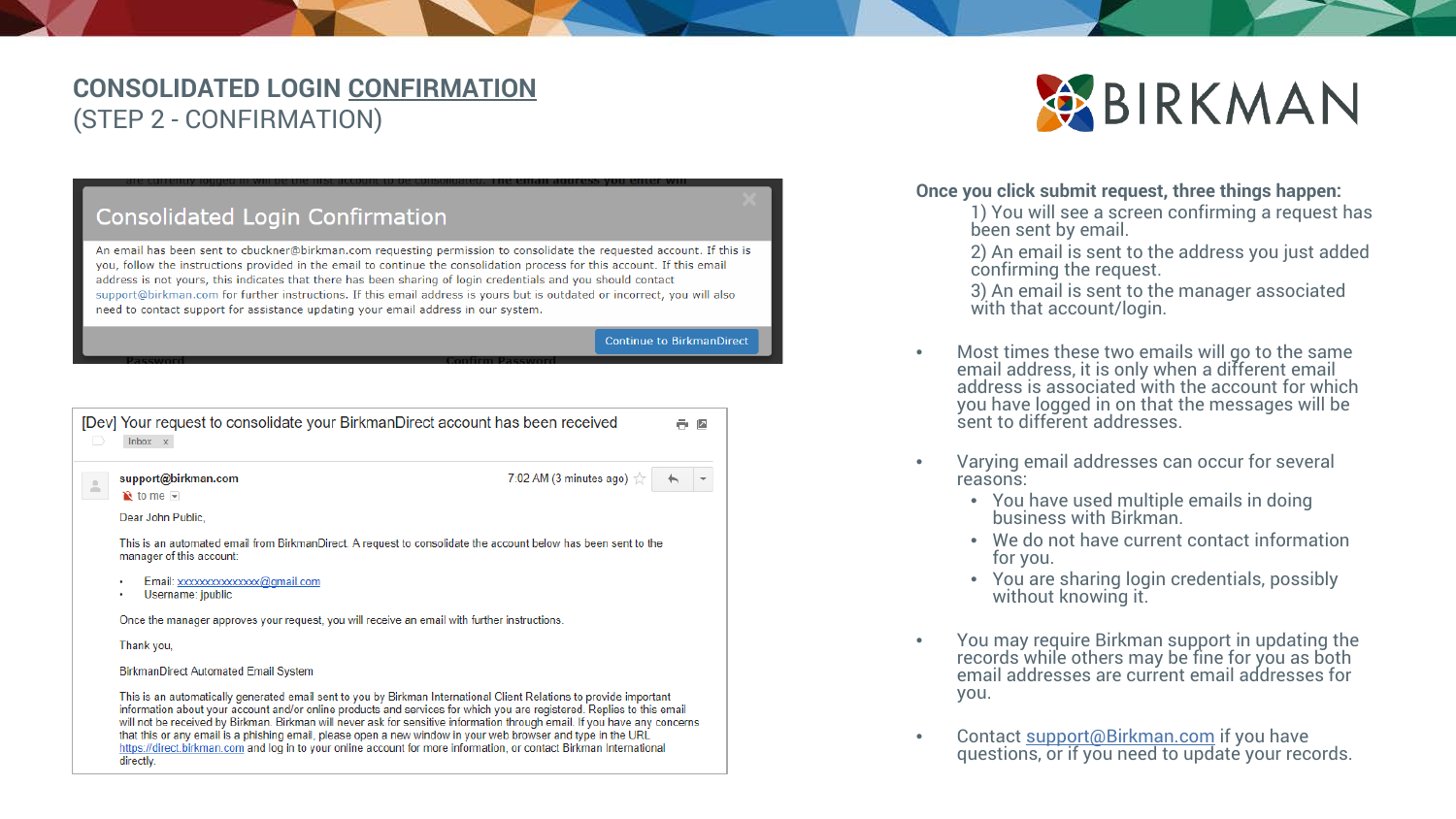# CONSOLIDATED LOGIN CONFIRMATION
## (STEP 2 - CONFIRMATION)

### Consolidated Login Confirmation

An email has been sent to cbuckner@birkman.com requesting permission to consolidate the requested account. If this is you, follow the instructions provided in the email to continue the consolidation process for this account. If this email address is not yours, this indicates that there has been sharing of login credentials and you should contact support@birkman.com for further instructions. If this email address is yours but is outdated or incorrect, you will also need to contact support for assistance updating your email address in our system.

Continue to BirkmanDirect

---

[Dev] Your request to consolidate your BirkmanDirect account has been received

Inbox x

support@birkman.com — 7:02 AM (3 minutes ago)

to me

Dear John Public,

This is an automated email from BirkmanDirect. A request to consolidate the account below has been sent to the manager of this account:

- Email: xxxxxxxxxxxxxx@gmail.com
- Username: jpublic

Once the manager approves your request, you will receive an email with further instructions.

Thank you,

BirkmanDirect Automated Email System

This is an automatically generated email sent to you by Birkman International Client Relations to provide important information about your account and/or online products and services for which you are registered. Replies to this email will not be received by Birkman. Birkman will never ask for sensitive information through email. If you have any concerns that this or any email is a phishing email, please open a new window in your web browser and type in the URL https://direct.birkman.com and log in to your online account for more information, or contact Birkman International directly.

---

**Once you click submit request, three things happen:**

1) You will see a screen confirming a request has been sent by email.
2) An email is sent to the address you just added confirming the request.
3) An email is sent to the manager associated with that account/login.

- Most times these two emails will go to the same email address, it is only when a different email address is associated with the account for which you have logged in on that the messages will be sent to different addresses.
- Varying email addresses can occur for several reasons:
  - You have used multiple emails in doing business with Birkman.
  - We do not have current contact information for you.
  - You are sharing login credentials, possibly without knowing it.
- You may require Birkman support in updating the records while others may be fine for you as both email addresses are current email addresses for you.
- Contact support@Birkman.com if you have questions, or if you need to update your records.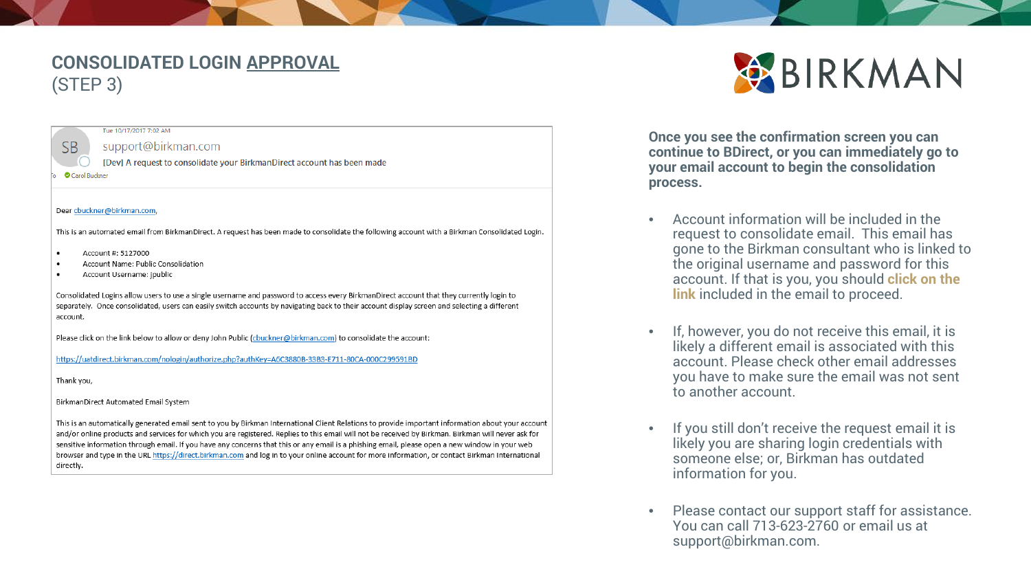# CONSOLIDATED LOGIN APPROVAL
(STEP 3)

Tue 10/17/2017 7:02 AM

SB support@birkman.com

[Dev] A request to consolidate your BirkmanDirect account has been made

To Carol Buckner

Dear cbuckner@birkman.com,

This is an automated email from BirkmanDirect. A request has been made to consolidate the following account with a Birkman Consolidated Login.

- Account #: 5127000
- Account Name: Public Consolidation
- Account Username: jpublic

Consolidated Logins allow users to use a single username and password to access every BirkmanDirect account that they currently login to separately. Once consolidated, users can easily switch accounts by navigating back to their account display screen and selecting a different account.

Please click on the link below to allow or deny John Public (cbuckner@birkman.com) to consolidate the account:

https://uatdirect.birkman.com/nologin/authorize.php?authKey=A6C3880B-33B3-E711-80CA-000C299591BD

Thank you,

BirkmanDirect Automated Email System

This is an automatically generated email sent to you by Birkman International Client Relations to provide important information about your account and/or online products and services for which you are registered. Replies to this email will not be received by Birkman. Birkman will never ask for sensitive information through email. If you have any concerns that this or any email is a phishing email, please open a new window in your web browser and type in the URL https://direct.birkman.com and log in to your online account for more information, or contact Birkman International directly.

**Once you see the confirmation screen you can continue to BDirect, or you can immediately go to your email account to begin the consolidation process.**

- Account information will be included in the request to consolidate email. This email has gone to the Birkman consultant who is linked to the original username and password for this account. If that is you, you should **click on the link** included in the email to proceed.
- If, however, you do not receive this email, it is likely a different email is associated with this account. Please check other email addresses you have to make sure the email was not sent to another account.
- If you still don't receive the request email it is likely you are sharing login credentials with someone else; or, Birkman has outdated information for you.
- Please contact our support staff for assistance. You can call 713-623-2760 or email us at support@birkman.com.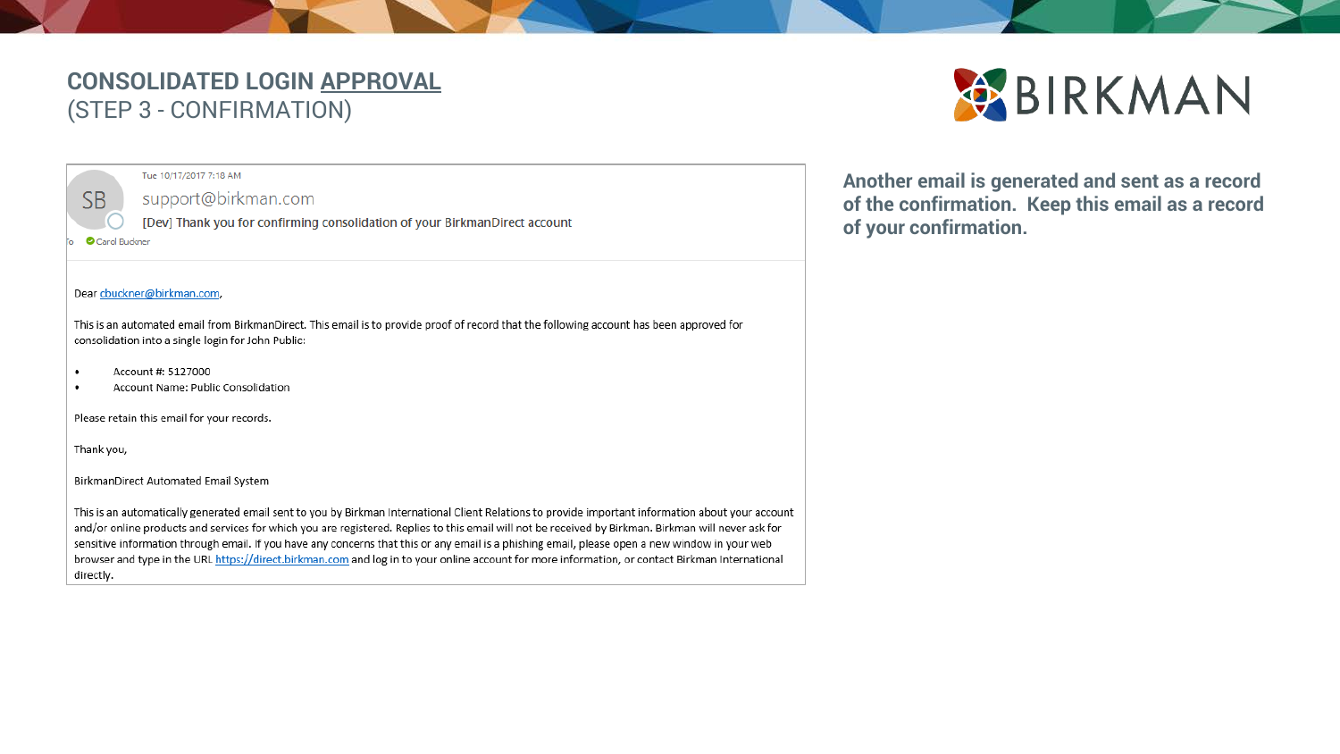# CONSOLIDATED LOGIN APPROVAL
(STEP 3 - CONFIRMATION)

Tue 10/17/2017 7:18 AM

SB support@birkman.com

[Dev] Thank you for confirming consolidation of your BirkmanDirect account

To Carol Buckner

Dear cbuckner@birkman.com,

This is an automated email from BirkmanDirect. This email is to provide proof of record that the following account has been approved for consolidation into a single login for John Public:

- Account #: 5127000
- Account Name: Public Consolidation

Please retain this email for your records.

Thank you,

BirkmanDirect Automated Email System

This is an automatically generated email sent to you by Birkman International Client Relations to provide important information about your account and/or online products and services for which you are registered. Replies to this email will not be received by Birkman. Birkman will never ask for sensitive information through email. If you have any concerns that this or any email is a phishing email, please open a new window in your web browser and type in the URL https://direct.birkman.com and log in to your online account for more information, or contact Birkman International directly.

**Another email is generated and sent as a record of the confirmation. Keep this email as a record of your confirmation.**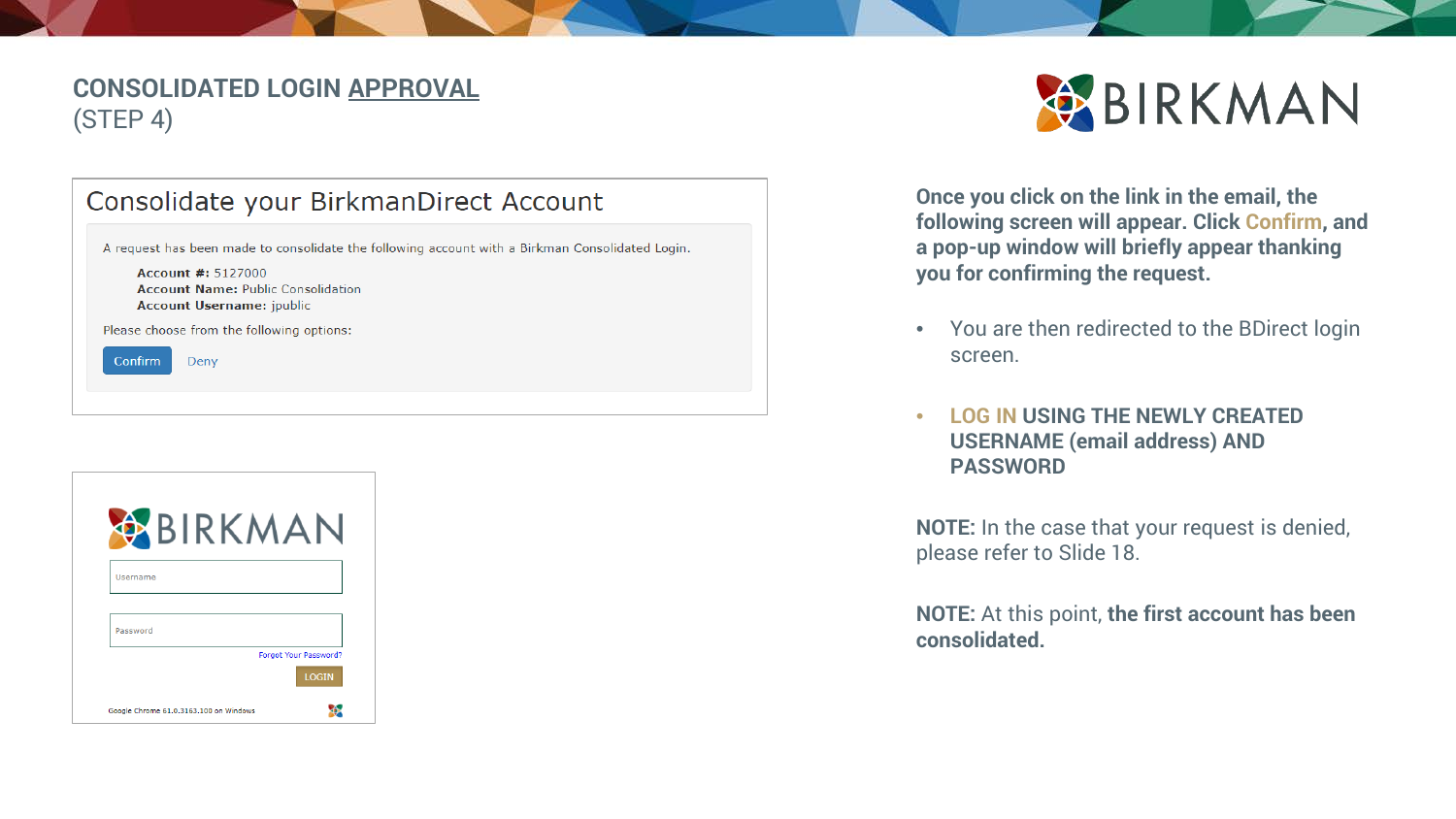# CONSOLIDATED LOGIN APPROVAL
(STEP 4)

## Consolidate your BirkmanDirect Account

A request has been made to consolidate the following account with a Birkman Consolidated Login.

**Account #:** 5127000
**Account Name:** Public Consolidation
**Account Username:** jpublic

Please choose from the following options:

Confirm  Deny

BIRKMAN

Username

Password

Forget Your Password?

LOGIN

Google Chrome 61.0.3163.100 on Windows

**Once you click on the link in the email, the following screen will appear. Click Confirm, and a pop-up window will briefly appear thanking you for confirming the request.**

- You are then redirected to the BDirect login screen.
- **LOG IN USING THE NEWLY CREATED USERNAME (email address) AND PASSWORD**

**NOTE:** In the case that your request is denied, please refer to Slide 18.

**NOTE:** At this point, **the first account has been consolidated.**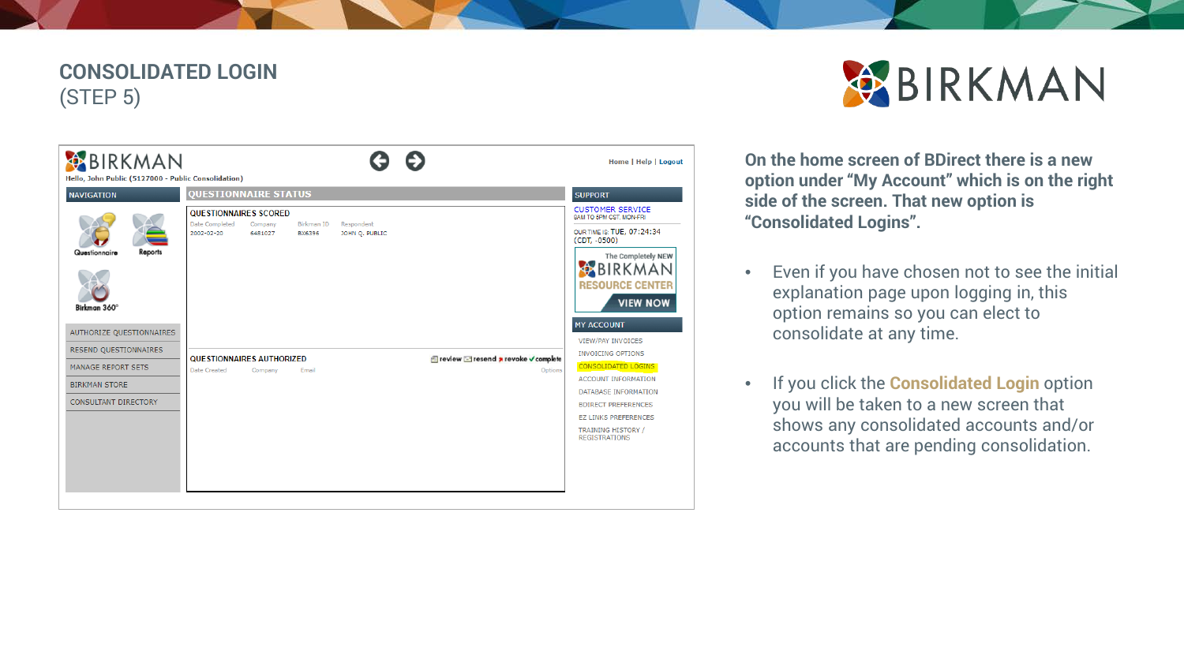# CONSOLIDATED LOGIN
(STEP 5)

**On the home screen of BDirect there is a new option under "My Account" which is on the right side of the screen. That new option is "Consolidated Logins".**

- Even if you have chosen not to see the initial explanation page upon logging in, this option remains so you can elect to consolidate at any time.
- If you click the **Consolidated Login** option you will be taken to a new screen that shows any consolidated accounts and/or accounts that are pending consolidation.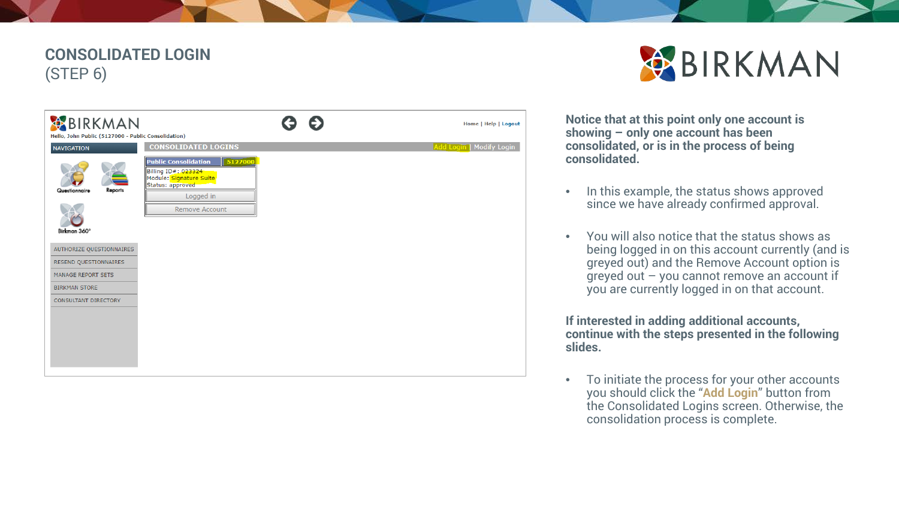# CONSOLIDATED LOGIN
(STEP 6)

BIRKMAN

BIRKMAN

Hello, John Public (5127000 - Public Consolidation)

Home | Help | Logout

NAVIGATION

Questionnaire

Reports

Birkman 360°

AUTHORIZE QUESTIONNAIRES

RESEND QUESTIONNAIRES

MANAGE REPORT SETS

BIRKMAN STORE

CONSULTANT DIRECTORY

CONSOLIDATED LOGINS

Add Login | Modify Login

Public Consolidation | 5127000

Billing ID#: 023324
Module: Signature Suite
Status: approved

Logged in

Remove Account

**Notice that at this point only one account is showing – only one account has been consolidated, or is in the process of being consolidated.**

- In this example, the status shows approved since we have already confirmed approval.
- You will also notice that the status shows as being logged in on this account currently (and is greyed out) and the Remove Account option is greyed out – you cannot remove an account if you are currently logged in on that account.

**If interested in adding additional accounts, continue with the steps presented in the following slides.**

- To initiate the process for your other accounts you should click the "**Add Login**" button from the Consolidated Logins screen. Otherwise, the consolidation process is complete.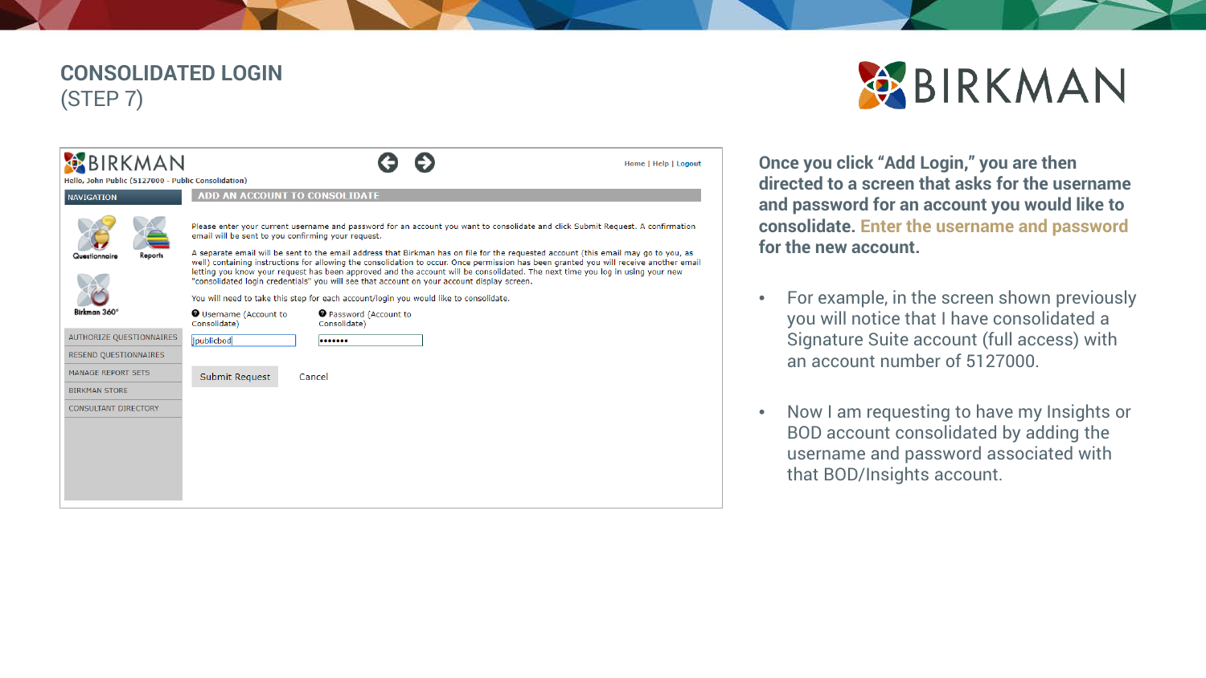# CONSOLIDATED LOGIN
(STEP 7)

HIRKMAN

Hello, John Public (5127000 - Public Consolidation)

Home | Help | Logout

NAVIGATION

Questionnaire

Reports

Birkman 360°

AUTHORIZE QUESTIONNAIRES

RESEND QUESTIONNAIRES

MANAGE REPORT SETS

BIRKMAN STORE

CONSULTANT DIRECTORY

ADD AN ACCOUNT TO CONSOLIDATE

Please enter your current username and password for an account you want to consolidate and click Submit Request. A confirmation email will be sent to you confirming your request.

A separate email will be sent to the email address that Birkman has on file for the requested account (this email may go to you, as well) containing instructions for allowing the consolidation to occur. Once permission has been granted you will receive another email letting you know your request has been approved and the account will be consolidated. The next time you log in using your new "consolidated login credentials" you will see that account on your account display screen.

You will need to take this step for each account/login you would like to consolidate.

Username (Account to Consolidate): jpublicbod

Password (Account to Consolidate): •••••••

Submit Request    Cancel

**Once you click "Add Login," you are then directed to a screen that asks for the username and password for an account you would like to consolidate. Enter the username and password for the new account.**

- For example, in the screen shown previously you will notice that I have consolidated a Signature Suite account (full access) with an account number of 5127000.
- Now I am requesting to have my Insights or BOD account consolidated by adding the username and password associated with that BOD/Insights account.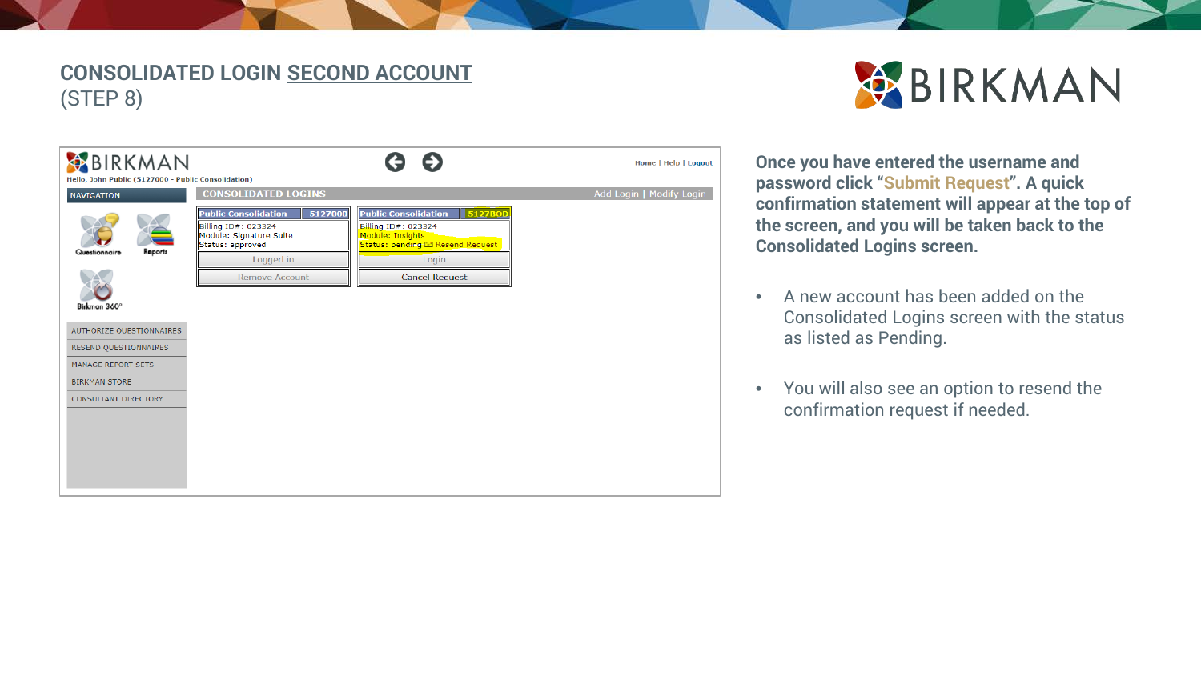# CONSOLIDATED LOGIN SECOND ACCOUNT
(STEP 8)

**Once you have entered the username and password click "Submit Request". A quick confirmation statement will appear at the top of the screen, and you will be taken back to the Consolidated Logins screen.**

- A new account has been added on the Consolidated Logins screen with the status as listed as Pending.
- You will also see an option to resend the confirmation request if needed.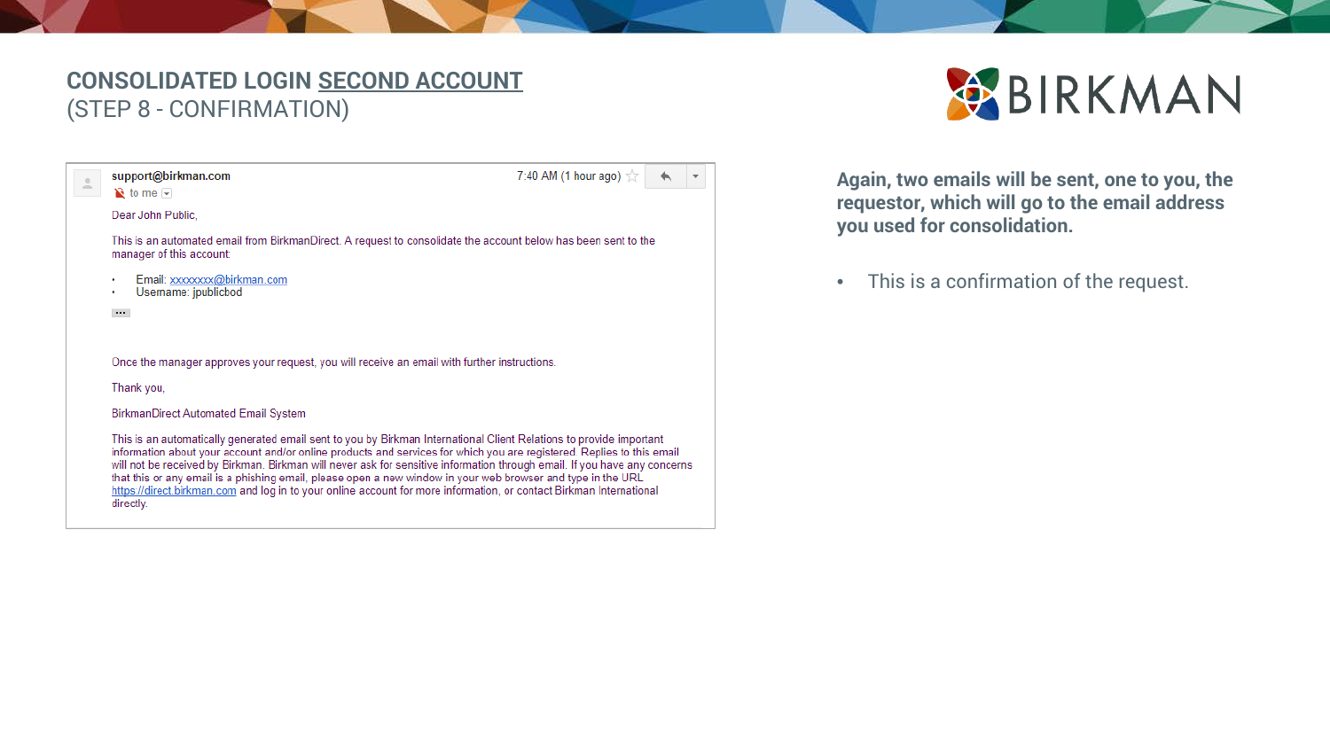# CONSOLIDATED LOGIN SECOND ACCOUNT
(STEP 8 - CONFIRMATION)

support@birkman.com
to me

7:40 AM (1 hour ago)

Dear John Public,

This is an automated email from BirkmanDirect. A request to consolidate the account below has been sent to the manager of this account:

- Email: xxxxxxxx@birkman.com
- Username: jpublicbod

...

Once the manager approves your request, you will receive an email with further instructions.

Thank you,

BirkmanDirect Automated Email System

This is an automatically generated email sent to you by Birkman International Client Relations to provide important information about your account and/or online products and services for which you are registered. Replies to this email will not be received by Birkman. Birkman will never ask for sensitive information through email. If you have any concerns that this or any email is a phishing email, please open a new window in your web browser and type in the URL https://direct.birkman.com and log in to your online account for more information, or contact Birkman International directly.

**Again, two emails will be sent, one to you, the requestor, which will go to the email address you used for consolidation.**

- This is a confirmation of the request.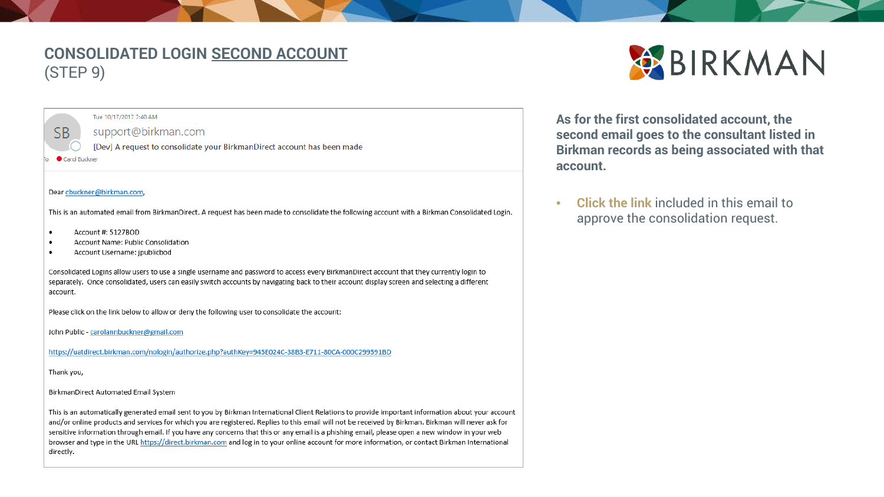# CONSOLIDATED LOGIN SECOND ACCOUNT (STEP 9)

Tue 10/17/2017 7:40 AM

SB support@birkman.com

[Dev] A request to consolidate your BirkmanDirect account has been made

To Carol Buckner

Dear cbuckner@birkman.com,

This is an automated email from BirkmanDirect. A request has been made to consolidate the following account with a Birkman Consolidated Login.

- Account #: 5127BOD
- Account Name: Public Consolidation
- Account Username: jpublicbod

Consolidated Logins allow users to use a single username and password to access every BirkmanDirect account that they currently login to separately. Once consolidated, users can easily switch accounts by navigating back to their account display screen and selecting a different account.

Please click on the link below to allow or deny the following user to consolidate the account:

John Public - carolannbuckner@gmail.com

https://uatdirect.birkman.com/nologin/authorize.php?authKey=945E024C-38B3-E711-80CA-000C299591BD

Thank you,

BirkmanDirect Automated Email System

This is an automatically generated email sent to you by Birkman International Client Relations to provide important information about your account and/or online products and services for which you are registered. Replies to this email will not be received by Birkman. Birkman will never ask for sensitive information through email. If you have any concerns that this or any email is a phishing email, please open a new window in your web browser and type in the URL https://direct.birkman.com and log in to your online account for more information, or contact Birkman International directly.

**As for the first consolidated account, the second email goes to the consultant listed in Birkman records as being associated with that account.**

- **Click the link** included in this email to approve the consolidation request.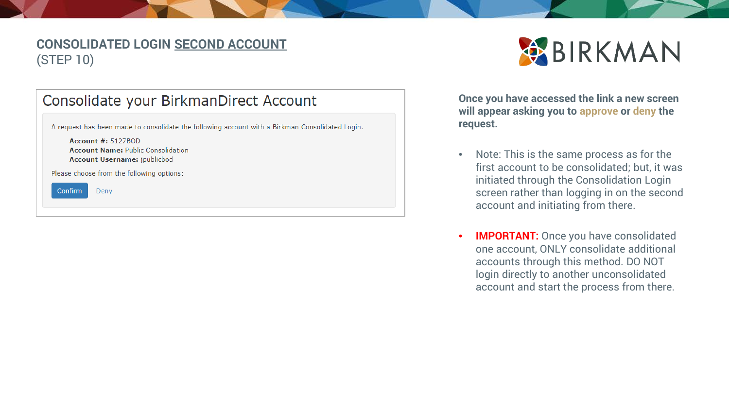## CONSOLIDATED LOGIN SECOND ACCOUNT
(STEP 10)

### Consolidate your BirkmanDirect Account

A request has been made to consolidate the following account with a Birkman Consolidated Login.

**Account #:** 5127BOD
**Account Name:** Public Consolidation
**Account Username:** jpublicbod

Please choose from the following options:

Confirm Deny

**Once you have accessed the link a new screen will appear asking you to approve or deny the request.**

- Note: This is the same process as for the first account to be consolidated; but, it was initiated through the Consolidation Login screen rather than logging in on the second account and initiating from there.
- **IMPORTANT:** Once you have consolidated one account, ONLY consolidate additional accounts through this method. DO NOT login directly to another unconsolidated account and start the process from there.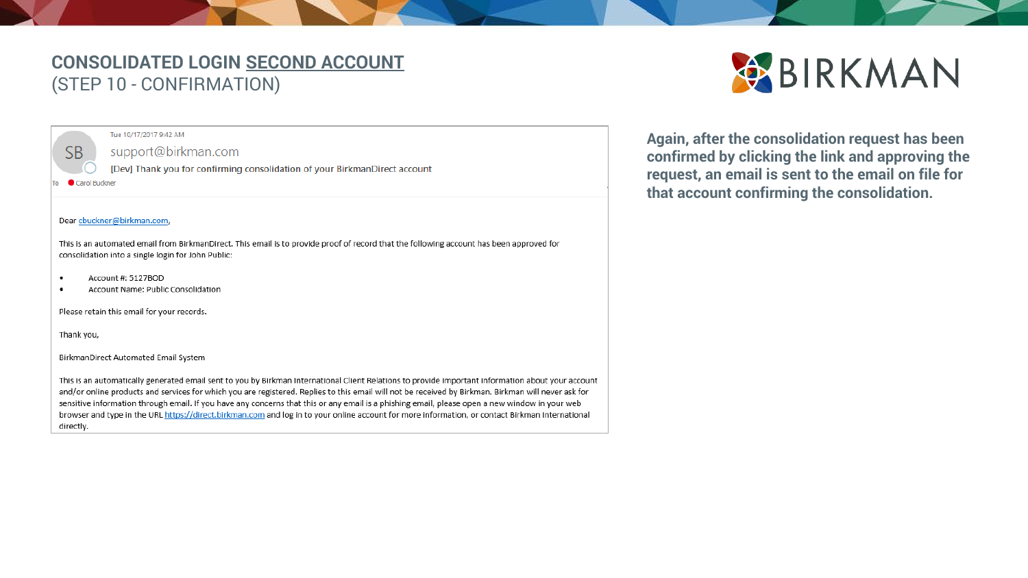## CONSOLIDATED LOGIN SECOND ACCOUNT
(STEP 10 - CONFIRMATION)

Tue 10/17/2017 9:42 AM

support@birkman.com

[Dev] Thank you for confirming consolidation of your BirkmanDirect account

To Carol Buckner

Dear cbuckner@birkman.com,

This is an automated email from BirkmanDirect. This email is to provide proof of record that the following account has been approved for consolidation into a single login for John Public:

- Account #: 5127BOD
- Account Name: Public Consolidation

Please retain this email for your records.

Thank you,

BirkmanDirect Automated Email System

This is an automatically generated email sent to you by Birkman International Client Relations to provide important information about your account and/or online products and services for which you are registered. Replies to this email will not be received by Birkman. Birkman will never ask for sensitive information through email. If you have any concerns that this or any email is a phishing email, please open a new window in your web browser and type in the URL https://direct.birkman.com and log in to your online account for more information, or contact Birkman International directly.

**Again, after the consolidation request has been confirmed by clicking the link and approving the request, an email is sent to the email on file for that account confirming the consolidation.**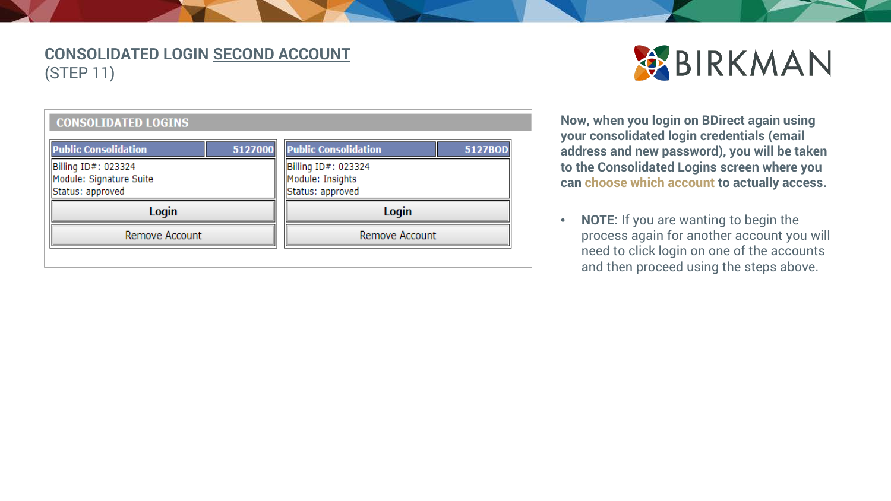## CONSOLIDATED LOGIN SECOND ACCOUNT
(STEP 11)

BIRKMAN

**CONSOLIDATED LOGINS**

| Public Consolidation | 5127000 | Public Consolidation | 5127BOD |
|---|---|---|---|
| Billing ID#: 023324<br>Module: Signature Suite<br>Status: approved | | Billing ID#: 023324<br>Module: Insights<br>Status: approved | |
| Login | | Login | |
| Remove Account | | Remove Account | |

**Now, when you login on BDirect again using your consolidated login credentials (email address and new password), you will be taken to the Consolidated Logins screen where you can choose which account to actually access.**

- **NOTE:** If you are wanting to begin the process again for another account you will need to click login on one of the accounts and then proceed using the steps above.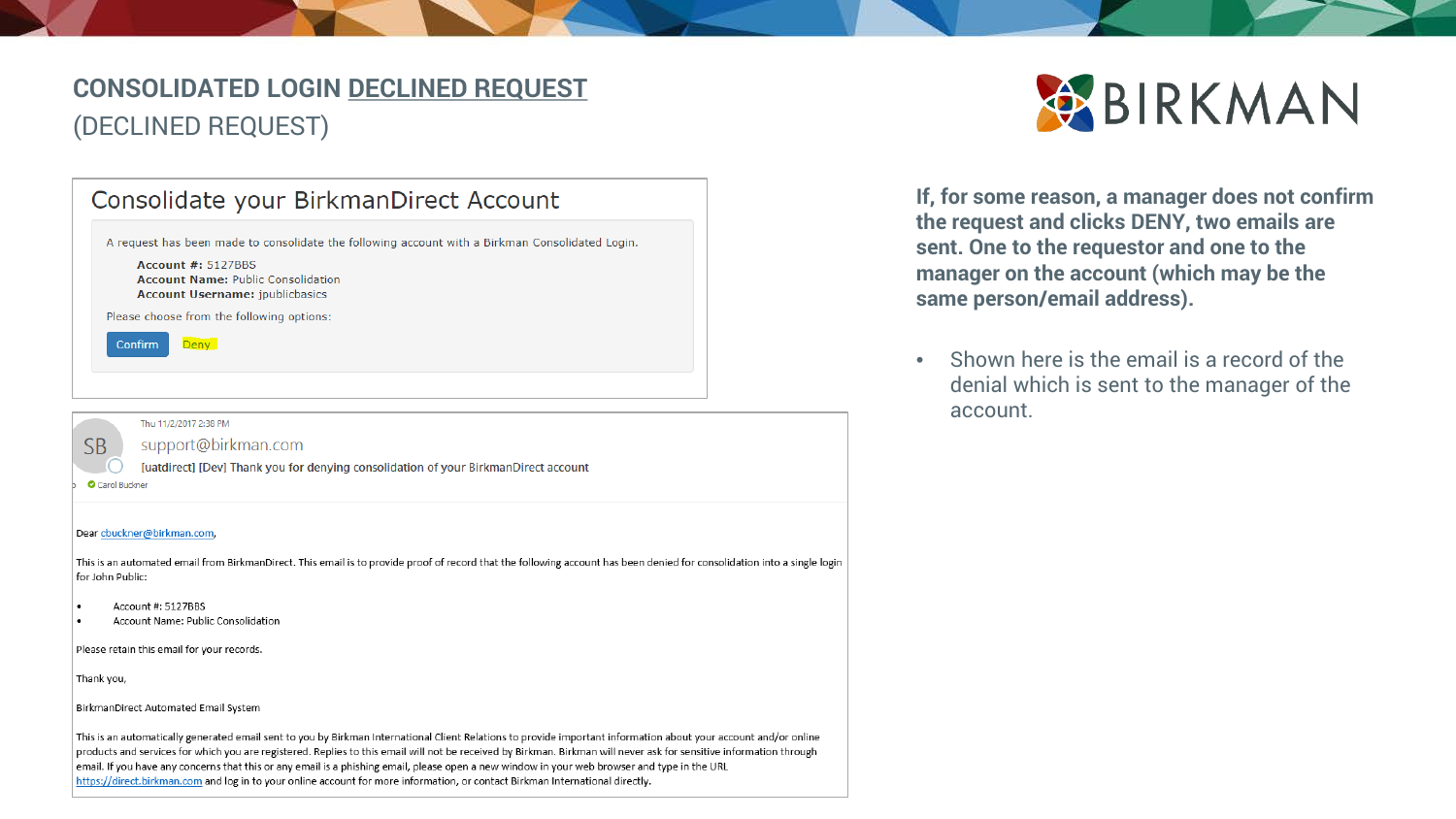## CONSOLIDATED LOGIN DECLINED REQUEST
(DECLINED REQUEST)

BIRKMAN

### Consolidate your BirkmanDirect Account

A request has been made to consolidate the following account with a Birkman Consolidated Login.

**Account #:** 5127BBS
**Account Name:** Public Consolidation
**Account Username:** jpublicbasics

Please choose from the following options:

Confirm Deny

---

Thu 11/2/2017 2:38 PM

support@birkman.com

[uatdirect] [Dev] Thank you for denying consolidation of your BirkmanDirect account

Carol Buckner

Dear cbuckner@birkman.com,

This is an automated email from BirkmanDirect. This email is to provide proof of record that the following account has been denied for consolidation into a single login for John Public:

- Account #: 5127BBS
- Account Name: Public Consolidation

Please retain this email for your records.

Thank you,

BirkmanDirect Automated Email System

This is an automatically generated email sent to you by Birkman International Client Relations to provide important information about your account and/or online products and services for which you are registered. Replies to this email will not be received by Birkman. Birkman will never ask for sensitive information through email. If you have any concerns that this or any email is a phishing email, please open a new window in your web browser and type in the URL https://direct.birkman.com and log in to your online account for more information, or contact Birkman International directly.

---

**If, for some reason, a manager does not confirm the request and clicks DENY, two emails are sent. One to the requestor and one to the manager on the account (which may be the same person/email address).**

- Shown here is the email is a record of the denial which is sent to the manager of the account.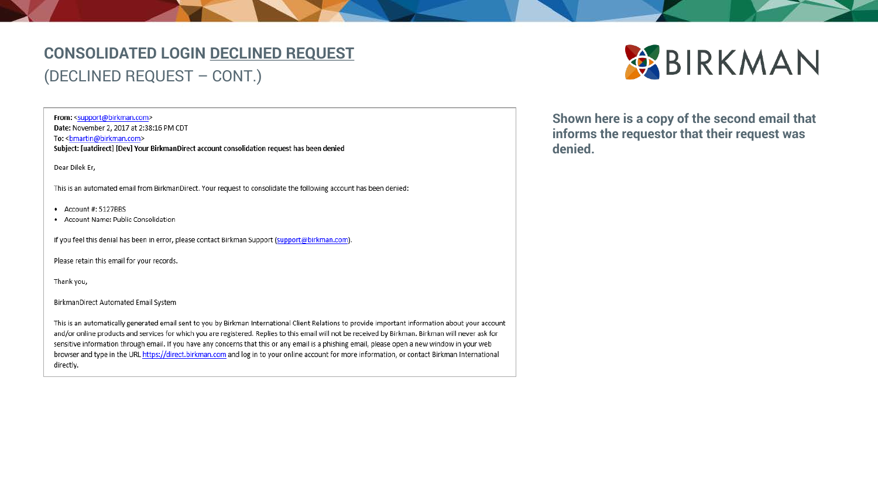# CONSOLIDATED LOGIN DECLINED REQUEST
## (DECLINED REQUEST – CONT.)

BIRKMAN

**From:** <support@birkman.com>
**Date:** November 2, 2017 at 2:38:16 PM CDT
**To:** <bmartin@birkman.com>
**Subject: [uatdirect] [Dev] Your BirkmanDirect account consolidation request has been denied**

Dear Dilek Er,

This is an automated email from BirkmanDirect. Your request to consolidate the following account has been denied:

- Account #: 5127BBS
- Account Name: Public Consolidation

If you feel this denial has been in error, please contact Birkman Support (support@birkman.com).

Please retain this email for your records.

Thank you,

BirkmanDirect Automated Email System

This is an automatically generated email sent to you by Birkman International Client Relations to provide important information about your account and/or online products and services for which you are registered. Replies to this email will not be received by Birkman. Birkman will never ask for sensitive information through email. If you have any concerns that this or any email is a phishing email, please open a new window in your web browser and type in the URL https://direct.birkman.com and log in to your online account for more information, or contact Birkman International directly.

**Shown here is a copy of the second email that informs the requestor that their request was denied.**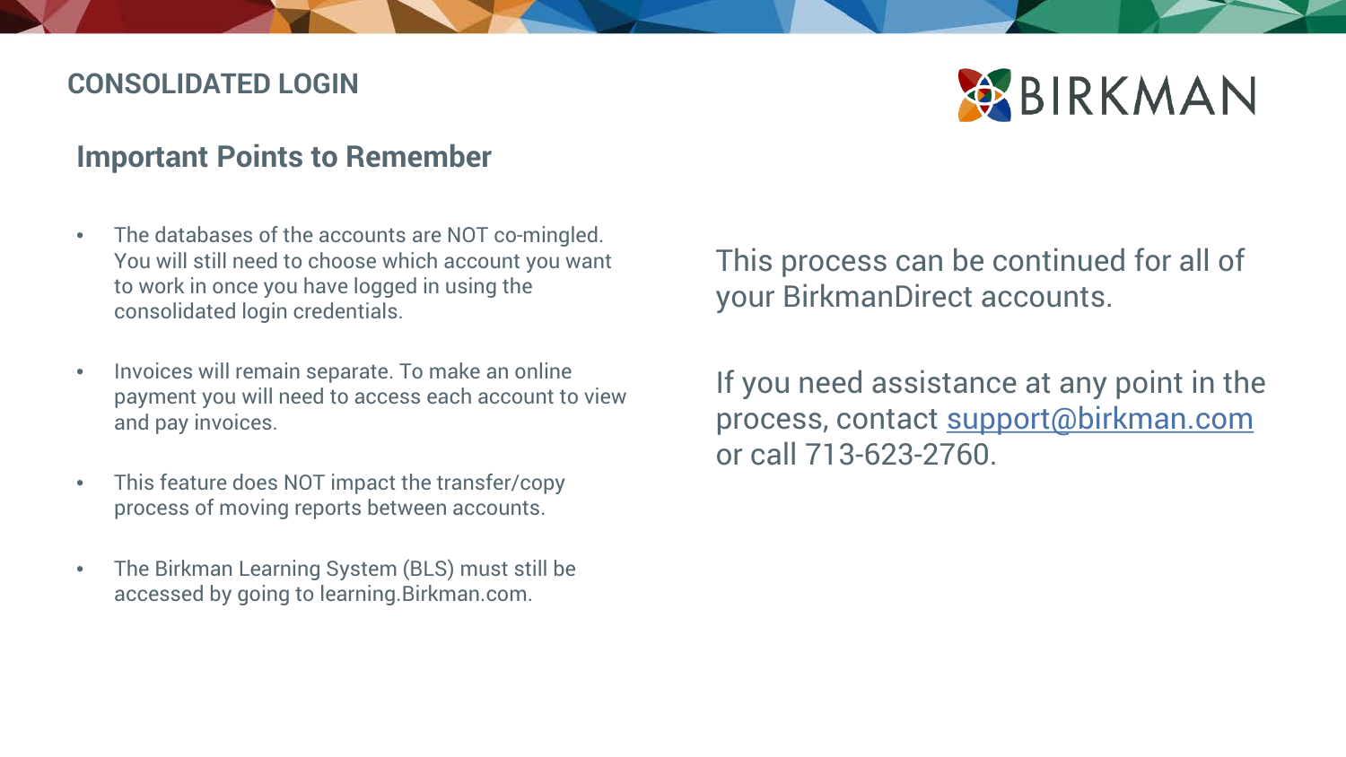## CONSOLIDATED LOGIN

### Important Points to Remember

- The databases of the accounts are NOT co-mingled. You will still need to choose which account you want to work in once you have logged in using the consolidated login credentials.
- Invoices will remain separate. To make an online payment you will need to access each account to view and pay invoices.
- This feature does NOT impact the transfer/copy process of moving reports between accounts.
- The Birkman Learning System (BLS) must still be accessed by going to learning.Birkman.com.

This process can be continued for all of your BirkmanDirect accounts.

If you need assistance at any point in the process, contact support@birkman.com or call 713-623-2760.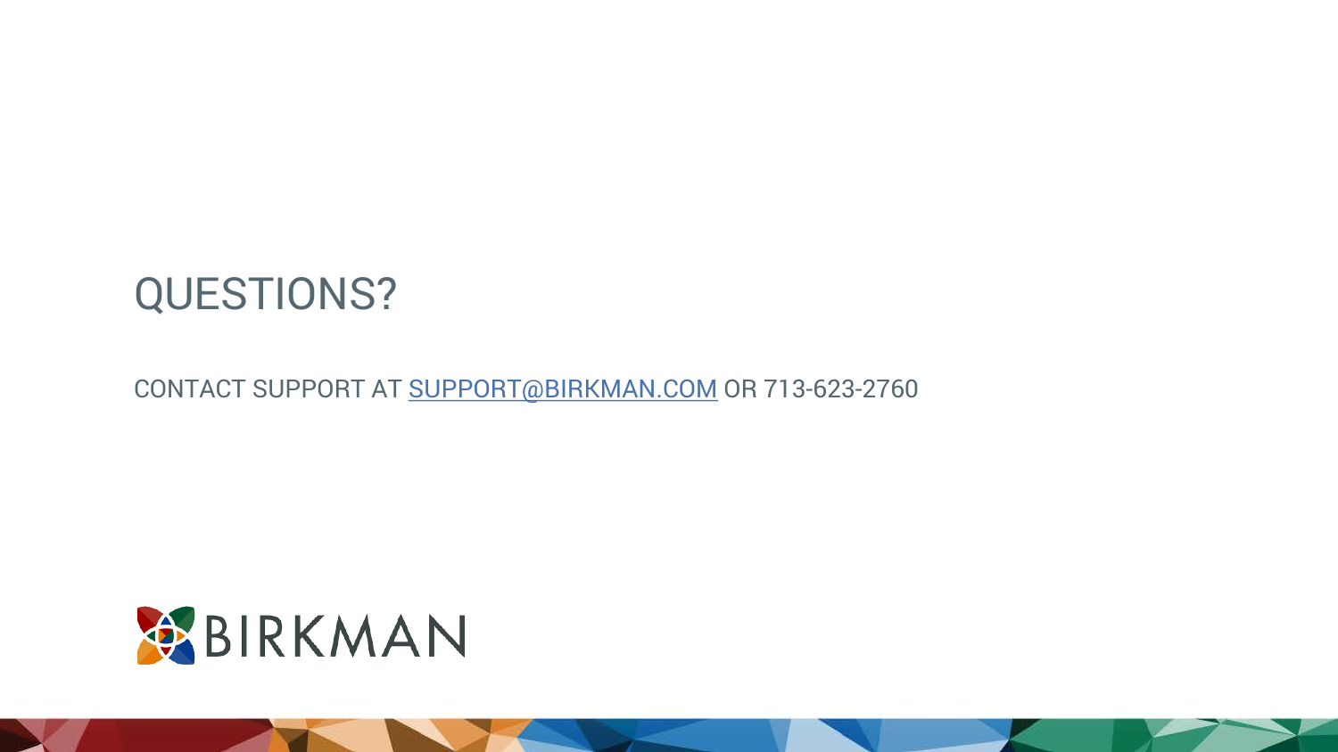# QUESTIONS?

CONTACT SUPPORT AT SUPPORT@BIRKMAN.COM OR 713-623-2760

BIRKMAN